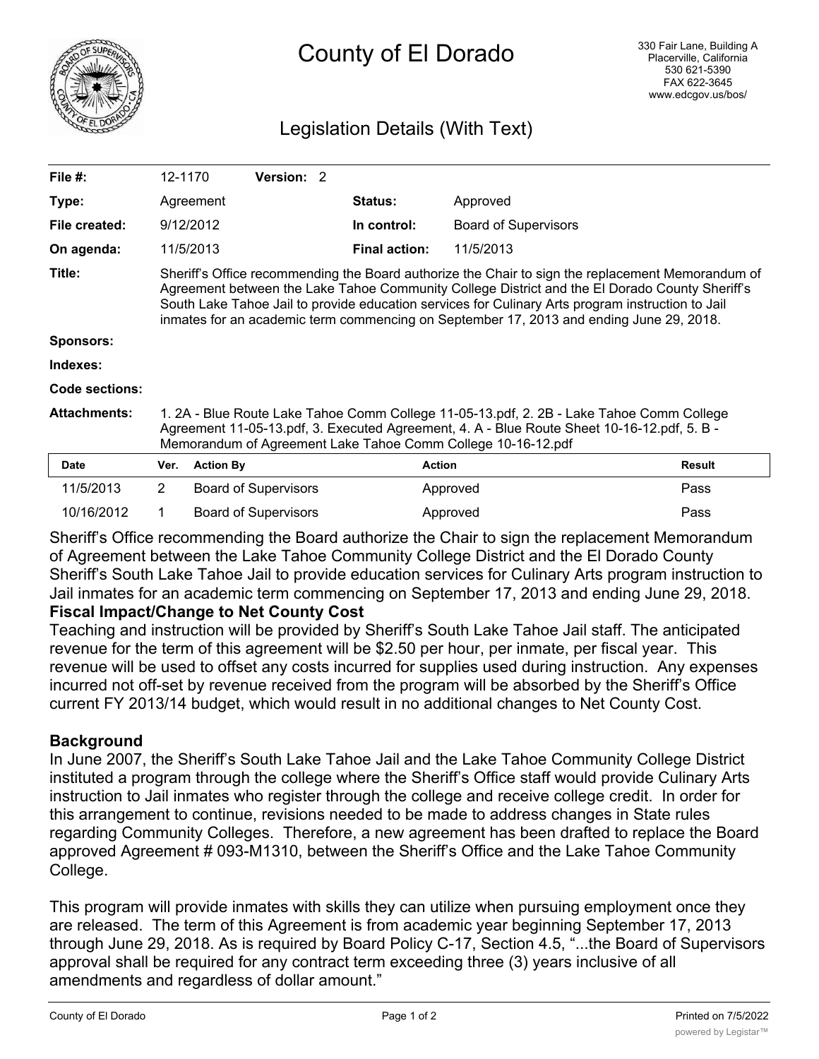# County of El Dorado

330 Fair Lane, Building A
Placerville, California
530 621-5390
FAX 622-3645
www.edcgov.us/bos/

## Legislation Details (With Text)

| | | | |
|---|---|---|---|
| **File #:** | 12-1170 **Version:** 2 | | |
| **Type:** | Agreement | **Status:** | Approved |
| **File created:** | 9/12/2012 | **In control:** | Board of Supervisors |
| **On agenda:** | 11/5/2013 | **Final action:** | 11/5/2013 |

**Title:** Sheriff's Office recommending the Board authorize the Chair to sign the replacement Memorandum of Agreement between the Lake Tahoe Community College District and the El Dorado County Sheriff's South Lake Tahoe Jail to provide education services for Culinary Arts program instruction to Jail inmates for an academic term commencing on September 17, 2013 and ending June 29, 2018.

**Sponsors:**

**Indexes:**

**Code sections:**

**Attachments:** 1. 2A - Blue Route Lake Tahoe Comm College 11-05-13.pdf, 2. 2B - Lake Tahoe Comm College Agreement 11-05-13.pdf, 3. Executed Agreement, 4. A - Blue Route Sheet 10-16-12.pdf, 5. B - Memorandum of Agreement Lake Tahoe Comm College 10-16-12.pdf

| Date | Ver. | Action By | Action | Result |
|---|---|---|---|---|
| 11/5/2013 | 2 | Board of Supervisors | Approved | Pass |
| 10/16/2012 | 1 | Board of Supervisors | Approved | Pass |

Sheriff's Office recommending the Board authorize the Chair to sign the replacement Memorandum of Agreement between the Lake Tahoe Community College District and the El Dorado County Sheriff's South Lake Tahoe Jail to provide education services for Culinary Arts program instruction to Jail inmates for an academic term commencing on September 17, 2013 and ending June 29, 2018.

**Fiscal Impact/Change to Net County Cost**

Teaching and instruction will be provided by Sheriff's South Lake Tahoe Jail staff. The anticipated revenue for the term of this agreement will be $2.50 per hour, per inmate, per fiscal year. This revenue will be used to offset any costs incurred for supplies used during instruction. Any expenses incurred not off-set by revenue received from the program will be absorbed by the Sheriff's Office current FY 2013/14 budget, which would result in no additional changes to Net County Cost.

**Background**

In June 2007, the Sheriff's South Lake Tahoe Jail and the Lake Tahoe Community College District instituted a program through the college where the Sheriff's Office staff would provide Culinary Arts instruction to Jail inmates who register through the college and receive college credit. In order for this arrangement to continue, revisions needed to be made to address changes in State rules regarding Community Colleges. Therefore, a new agreement has been drafted to replace the Board approved Agreement # 093-M1310, between the Sheriff's Office and the Lake Tahoe Community College.

This program will provide inmates with skills they can utilize when pursuing employment once they are released. The term of this Agreement is from academic year beginning September 17, 2013 through June 29, 2018. As is required by Board Policy C-17, Section 4.5, "...the Board of Supervisors approval shall be required for any contract term exceeding three (3) years inclusive of all amendments and regardless of dollar amount."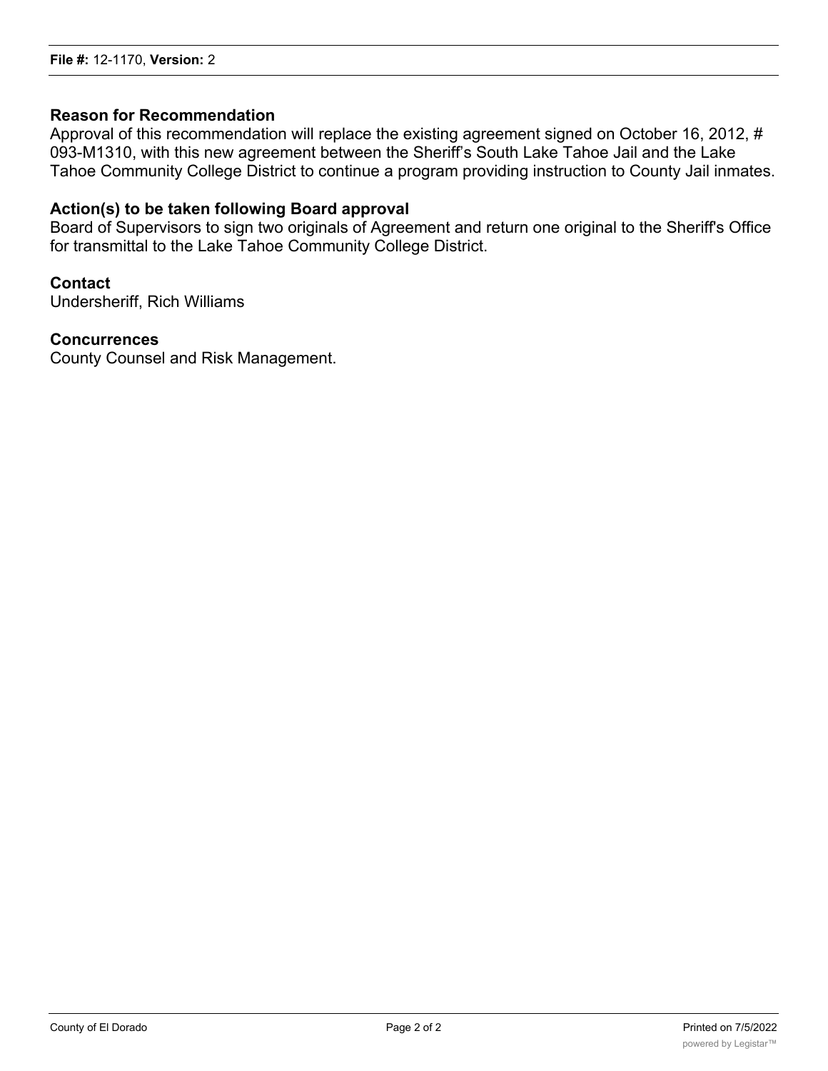## Reason for Recommendation

Approval of this recommendation will replace the existing agreement signed on October 16, 2012, # 093-M1310, with this new agreement between the Sheriff's South Lake Tahoe Jail and the Lake Tahoe Community College District to continue a program providing instruction to County Jail inmates.

## Action(s) to be taken following Board approval

Board of Supervisors to sign two originals of Agreement and return one original to the Sheriff's Office for transmittal to the Lake Tahoe Community College District.

## Contact

Undersheriff, Rich Williams

## Concurrences

County Counsel and Risk Management.